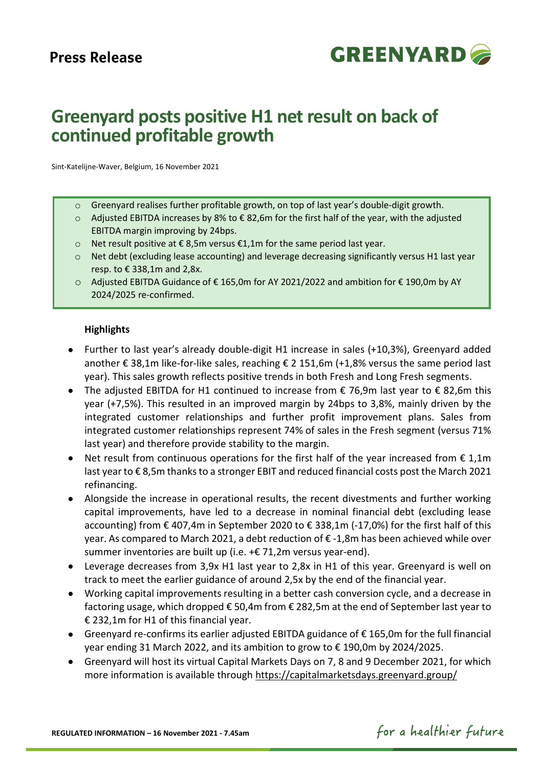**Press Release**

# Greenyard posts positive H1 net result on back of continued profitable growth

Sint-Katelijne-Waver, Belgium, 16 November 2021

- Greenyard realises further profitable growth, on top of last year's double-digit growth.
- Adjusted EBITDA increases by 8% to € 82,6m for the first half of the year, with the adjusted EBITDA margin improving by 24bps.
- Net result positive at € 8,5m versus €1,1m for the same period last year.
- Net debt (excluding lease accounting) and leverage decreasing significantly versus H1 last year resp. to € 338,1m and 2,8x.
- Adjusted EBITDA Guidance of € 165,0m for AY 2021/2022 and ambition for € 190,0m by AY 2024/2025 re-confirmed.

**Highlights**

- Further to last year's already double-digit H1 increase in sales (+10,3%), Greenyard added another € 38,1m like-for-like sales, reaching € 2 151,6m (+1,8% versus the same period last year). This sales growth reflects positive trends in both Fresh and Long Fresh segments.
- The adjusted EBITDA for H1 continued to increase from € 76,9m last year to € 82,6m this year (+7,5%). This resulted in an improved margin by 24bps to 3,8%, mainly driven by the integrated customer relationships and further profit improvement plans. Sales from integrated customer relationships represent 74% of sales in the Fresh segment (versus 71% last year) and therefore provide stability to the margin.
- Net result from continuous operations for the first half of the year increased from € 1,1m last year to € 8,5m thanks to a stronger EBIT and reduced financial costs post the March 2021 refinancing.
- Alongside the increase in operational results, the recent divestments and further working capital improvements, have led to a decrease in nominal financial debt (excluding lease accounting) from € 407,4m in September 2020 to € 338,1m (-17,0%) for the first half of this year. As compared to March 2021, a debt reduction of € -1,8m has been achieved while over summer inventories are built up (i.e. +€ 71,2m versus year-end).
- Leverage decreases from 3,9x H1 last year to 2,8x in H1 of this year. Greenyard is well on track to meet the earlier guidance of around 2,5x by the end of the financial year.
- Working capital improvements resulting in a better cash conversion cycle, and a decrease in factoring usage, which dropped € 50,4m from € 282,5m at the end of September last year to € 232,1m for H1 of this financial year.
- Greenyard re-confirms its earlier adjusted EBITDA guidance of € 165,0m for the full financial year ending 31 March 2022, and its ambition to grow to € 190,0m by 2024/2025.
- Greenyard will host its virtual Capital Markets Days on 7, 8 and 9 December 2021, for which more information is available through https://capitalmarketsdays.greenyard.group/

**REGULATED INFORMATION – 16 November 2021 - 7.45am**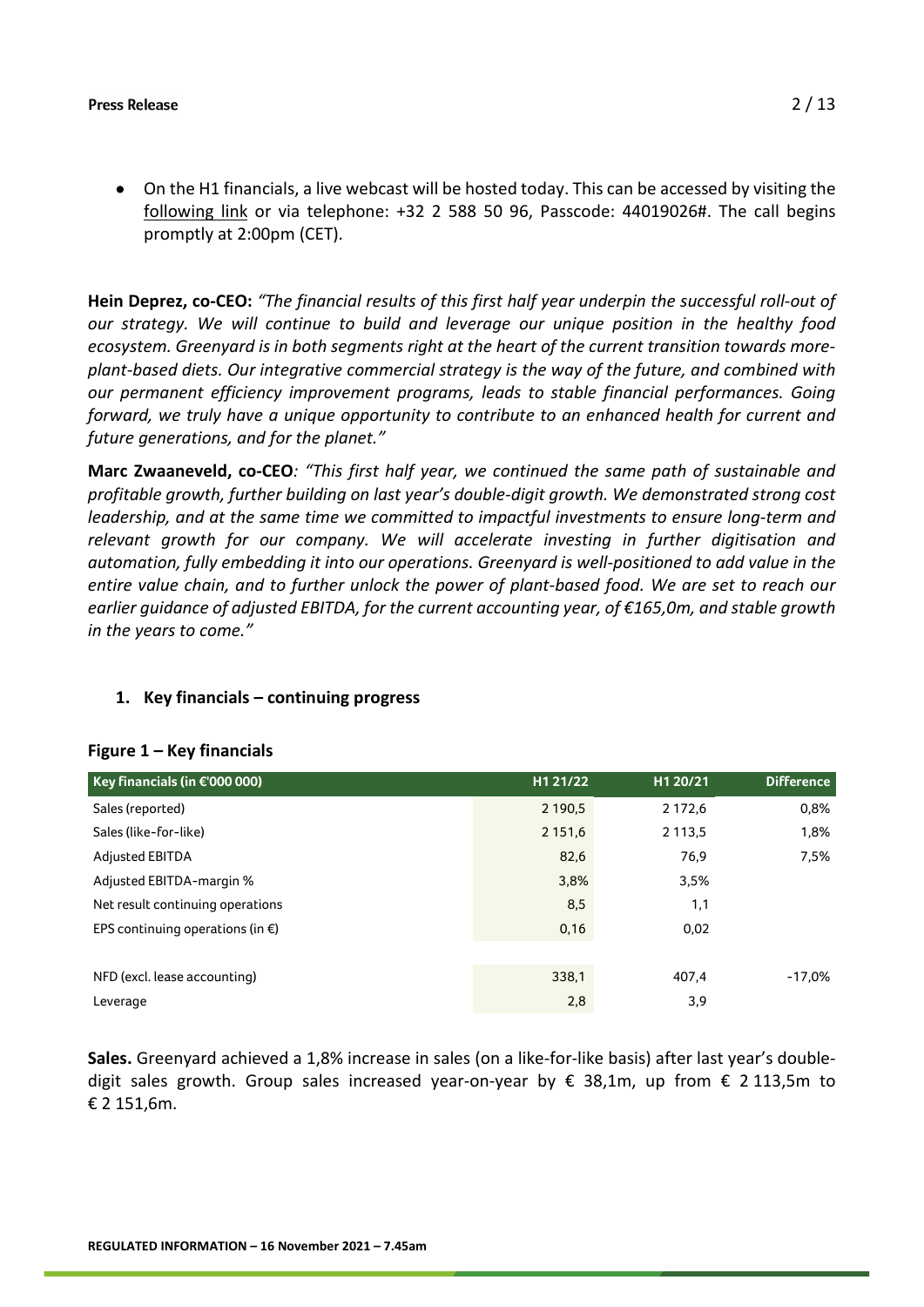- On the H1 financials, a live webcast will be hosted today. This can be accessed by visiting the following link or via telephone: +32 2 588 50 96, Passcode: 44019026#. The call begins promptly at 2:00pm (CET).

**Hein Deprez, co-CEO:** *"The financial results of this first half year underpin the successful roll-out of our strategy. We will continue to build and leverage our unique position in the healthy food ecosystem. Greenyard is in both segments right at the heart of the current transition towards more-plant-based diets. Our integrative commercial strategy is the way of the future, and combined with our permanent efficiency improvement programs, leads to stable financial performances. Going forward, we truly have a unique opportunity to contribute to an enhanced health for current and future generations, and for the planet."*

**Marc Zwaaneveld, co-CEO***: "This first half year, we continued the same path of sustainable and profitable growth, further building on last year's double-digit growth. We demonstrated strong cost leadership, and at the same time we committed to impactful investments to ensure long-term and relevant growth for our company. We will accelerate investing in further digitisation and automation, fully embedding it into our operations. Greenyard is well-positioned to add value in the entire value chain, and to further unlock the power of plant-based food. We are set to reach our earlier guidance of adjusted EBITDA, for the current accounting year, of €165,0m, and stable growth in the years to come."*

## 1. Key financials – continuing progress

**Figure 1 – Key financials**

| Key financials (in €'000 000) | H1 21/22 | H1 20/21 | Difference |
|---|---|---|---|
| Sales (reported) | 2 190,5 | 2 172,6 | 0,8% |
| Sales (like-for-like) | 2 151,6 | 2 113,5 | 1,8% |
| Adjusted EBITDA | 82,6 | 76,9 | 7,5% |
| Adjusted EBITDA-margin % | 3,8% | 3,5% | |
| Net result continuing operations | 8,5 | 1,1 | |
| EPS continuing operations (in €) | 0,16 | 0,02 | |
| | | | |
| NFD (excl. lease accounting) | 338,1 | 407,4 | -17,0% |
| Leverage | 2,8 | 3,9 | |

**Sales.** Greenyard achieved a 1,8% increase in sales (on a like-for-like basis) after last year's double-digit sales growth. Group sales increased year-on-year by € 38,1m, up from € 2 113,5m to € 2 151,6m.

REGULATED INFORMATION – 16 November 2021 – 7.45am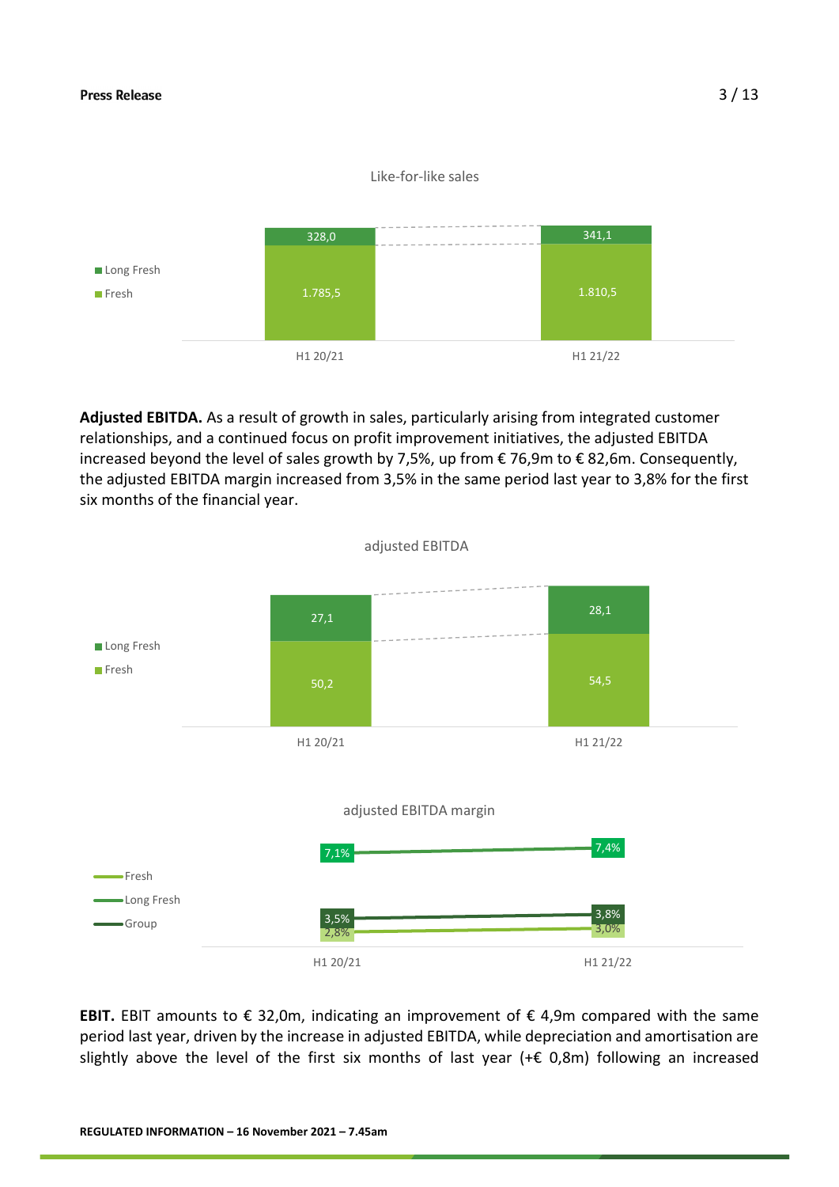Like-for-like sales

| | H1 20/21 | H1 21/22 |
|---|---|---|
| Long Fresh | 328,0 | 341,1 |
| Fresh | 1.785,5 | 1.810,5 |

**Adjusted EBITDA.** As a result of growth in sales, particularly arising from integrated customer relationships, and a continued focus on profit improvement initiatives, the adjusted EBITDA increased beyond the level of sales growth by 7,5%, up from € 76,9m to € 82,6m. Consequently, the adjusted EBITDA margin increased from 3,5% in the same period last year to 3,8% for the first six months of the financial year.

adjusted EBITDA

| | H1 20/21 | H1 21/22 |
|---|---|---|
| Long Fresh | 27,1 | 28,1 |
| Fresh | 50,2 | 54,5 |

adjusted EBITDA margin

| | H1 20/21 | H1 21/22 |
|---|---|---|
| Fresh | 2,8% | 3,0% |
| Long Fresh | 7,1% | 7,4% |
| Group | 3,5% | 3,8% |

**EBIT.** EBIT amounts to € 32,0m, indicating an improvement of € 4,9m compared with the same period last year, driven by the increase in adjusted EBITDA, while depreciation and amortisation are slightly above the level of the first six months of last year (+€ 0,8m) following an increased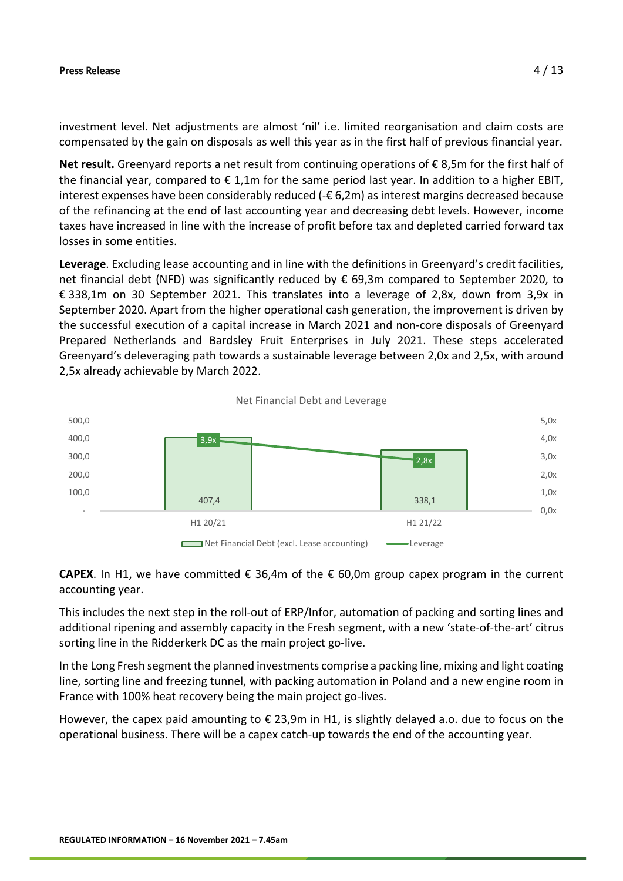investment level. Net adjustments are almost 'nil' i.e. limited reorganisation and claim costs are compensated by the gain on disposals as well this year as in the first half of previous financial year.

**Net result.** Greenyard reports a net result from continuing operations of € 8,5m for the first half of the financial year, compared to € 1,1m for the same period last year. In addition to a higher EBIT, interest expenses have been considerably reduced (-€ 6,2m) as interest margins decreased because of the refinancing at the end of last accounting year and decreasing debt levels. However, income taxes have increased in line with the increase of profit before tax and depleted carried forward tax losses in some entities.

**Leverage**. Excluding lease accounting and in line with the definitions in Greenyard's credit facilities, net financial debt (NFD) was significantly reduced by € 69,3m compared to September 2020, to € 338,1m on 30 September 2021. This translates into a leverage of 2,8x, down from 3,9x in September 2020. Apart from the higher operational cash generation, the improvement is driven by the successful execution of a capital increase in March 2021 and non-core disposals of Greenyard Prepared Netherlands and Bardsley Fruit Enterprises in July 2021. These steps accelerated Greenyard's deleveraging path towards a sustainable leverage between 2,0x and 2,5x, with around 2,5x already achievable by March 2022.

Net Financial Debt and Leverage

| | H1 20/21 | H1 21/22 |
|---|---|---|
| Net Financial Debt (excl. Lease accounting) | 407,4 | 338,1 |
| Leverage | 3,9x | 2,8x |

**CAPEX**. In H1, we have committed € 36,4m of the € 60,0m group capex program in the current accounting year.

This includes the next step in the roll-out of ERP/Infor, automation of packing and sorting lines and additional ripening and assembly capacity in the Fresh segment, with a new 'state-of-the-art' citrus sorting line in the Ridderkerk DC as the main project go-live.

In the Long Fresh segment the planned investments comprise a packing line, mixing and light coating line, sorting line and freezing tunnel, with packing automation in Poland and a new engine room in France with 100% heat recovery being the main project go-lives.

However, the capex paid amounting to € 23,9m in H1, is slightly delayed a.o. due to focus on the operational business. There will be a capex catch-up towards the end of the accounting year.

**REGULATED INFORMATION – 16 November 2021 – 7.45am**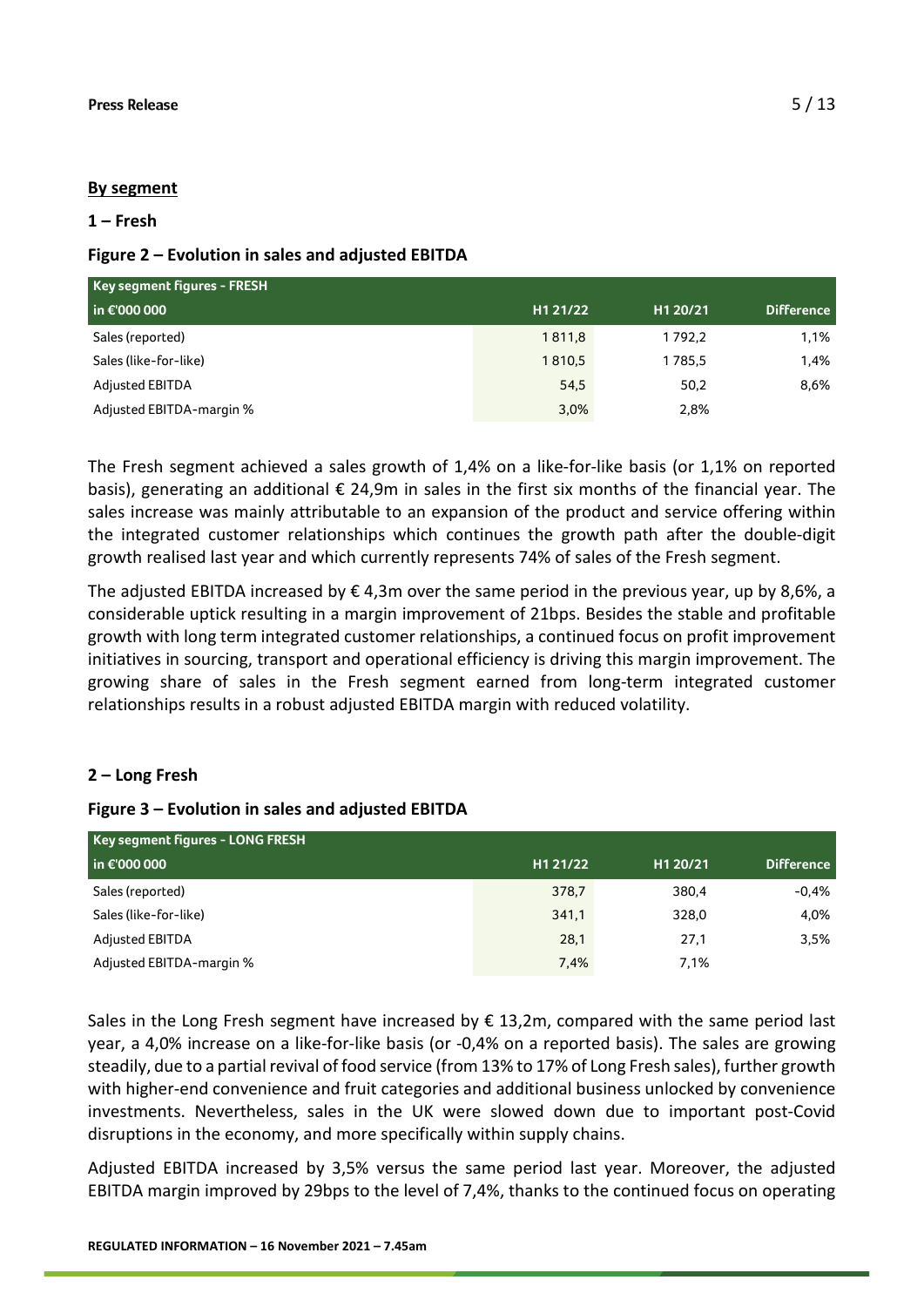**By segment**

### 1 – Fresh

### Figure 2 – Evolution in sales and adjusted EBITDA

| Key segment figures - FRESH | | | |
|---|---|---|---|
| in €'000 000 | H1 21/22 | H1 20/21 | Difference |
| Sales (reported) | 1 811,8 | 1 792,2 | 1,1% |
| Sales (like-for-like) | 1 810,5 | 1 785,5 | 1,4% |
| Adjusted EBITDA | 54,5 | 50,2 | 8,6% |
| Adjusted EBITDA-margin % | 3,0% | 2,8% | |

The Fresh segment achieved a sales growth of 1,4% on a like-for-like basis (or 1,1% on reported basis), generating an additional € 24,9m in sales in the first six months of the financial year. The sales increase was mainly attributable to an expansion of the product and service offering within the integrated customer relationships which continues the growth path after the double-digit growth realised last year and which currently represents 74% of sales of the Fresh segment.

The adjusted EBITDA increased by € 4,3m over the same period in the previous year, up by 8,6%, a considerable uptick resulting in a margin improvement of 21bps. Besides the stable and profitable growth with long term integrated customer relationships, a continued focus on profit improvement initiatives in sourcing, transport and operational efficiency is driving this margin improvement. The growing share of sales in the Fresh segment earned from long-term integrated customer relationships results in a robust adjusted EBITDA margin with reduced volatility.

### 2 – Long Fresh

### Figure 3 – Evolution in sales and adjusted EBITDA

| Key segment figures - LONG FRESH | | | |
|---|---|---|---|
| in €'000 000 | H1 21/22 | H1 20/21 | Difference |
| Sales (reported) | 378,7 | 380,4 | -0,4% |
| Sales (like-for-like) | 341,1 | 328,0 | 4,0% |
| Adjusted EBITDA | 28,1 | 27,1 | 3,5% |
| Adjusted EBITDA-margin % | 7,4% | 7,1% | |

Sales in the Long Fresh segment have increased by € 13,2m, compared with the same period last year, a 4,0% increase on a like-for-like basis (or -0,4% on a reported basis). The sales are growing steadily, due to a partial revival of food service (from 13% to 17% of Long Fresh sales), further growth with higher-end convenience and fruit categories and additional business unlocked by convenience investments. Nevertheless, sales in the UK were slowed down due to important post-Covid disruptions in the economy, and more specifically within supply chains.

Adjusted EBITDA increased by 3,5% versus the same period last year. Moreover, the adjusted EBITDA margin improved by 29bps to the level of 7,4%, thanks to the continued focus on operating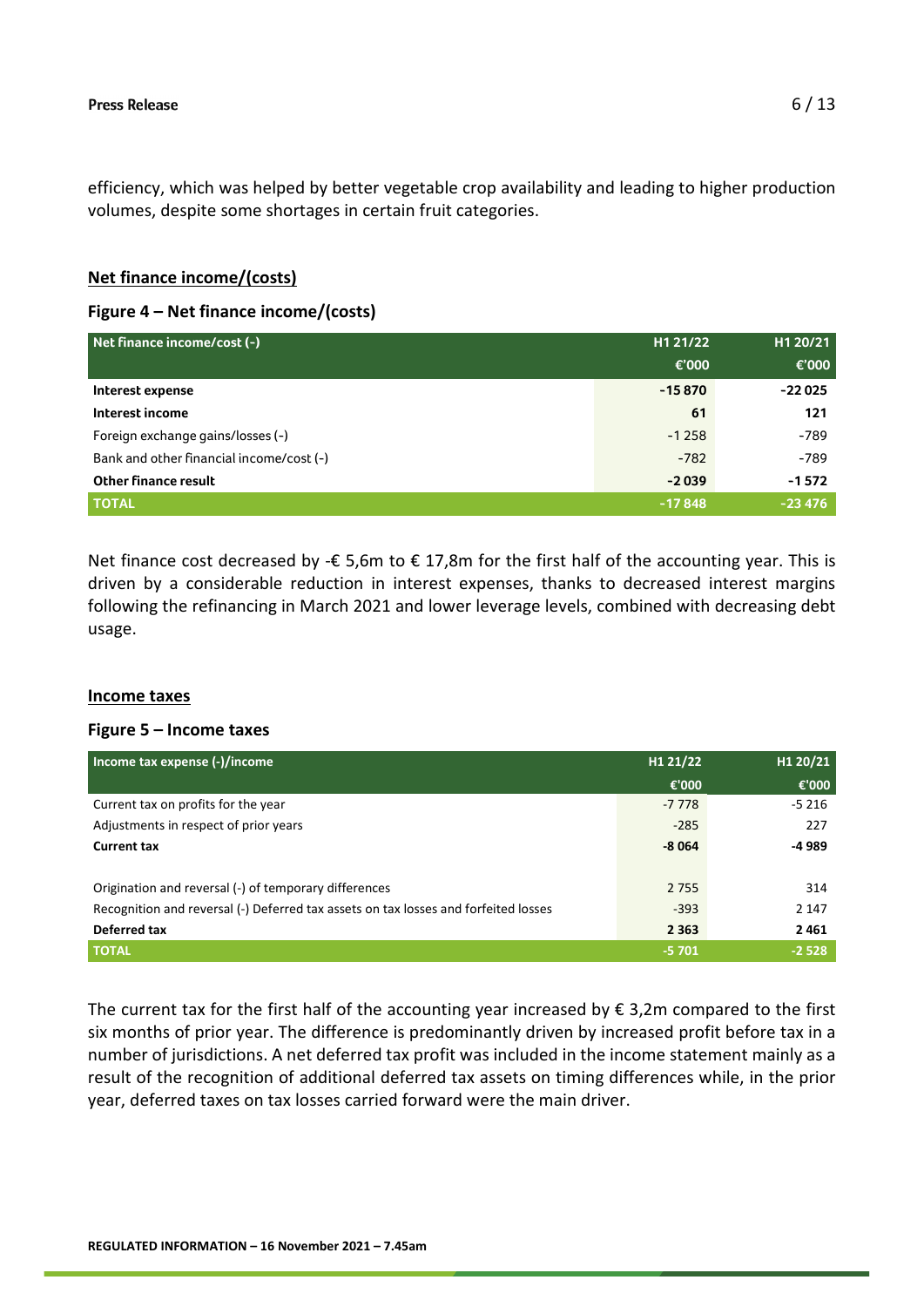efficiency, which was helped by better vegetable crop availability and leading to higher production volumes, despite some shortages in certain fruit categories.

## Net finance income/(costs)

### Figure 4 – Net finance income/(costs)

| Net finance income/cost (-) | H1 21/22 | H1 20/21 |
|---|---|---|
| | €'000 | €'000 |
| **Interest expense** | **-15 870** | **-22 025** |
| **Interest income** | **61** | **121** |
| Foreign exchange gains/losses (-) | -1 258 | -789 |
| Bank and other financial income/cost (-) | -782 | -789 |
| **Other finance result** | **-2 039** | **-1 572** |
| **TOTAL** | **-17 848** | **-23 476** |

Net finance cost decreased by -€ 5,6m to € 17,8m for the first half of the accounting year. This is driven by a considerable reduction in interest expenses, thanks to decreased interest margins following the refinancing in March 2021 and lower leverage levels, combined with decreasing debt usage.

## Income taxes

### Figure 5 – Income taxes

| Income tax expense (-)/income | H1 21/22 | H1 20/21 |
|---|---|---|
| | €'000 | €'000 |
| Current tax on profits for the year | -7 778 | -5 216 |
| Adjustments in respect of prior years | -285 | 227 |
| **Current tax** | **-8 064** | **-4 989** |
| | | |
| Origination and reversal (-) of temporary differences | 2 755 | 314 |
| Recognition and reversal (-) Deferred tax assets on tax losses and forfeited losses | -393 | 2 147 |
| **Deferred tax** | **2 363** | **2 461** |
| **TOTAL** | **-5 701** | **-2 528** |

The current tax for the first half of the accounting year increased by € 3,2m compared to the first six months of prior year. The difference is predominantly driven by increased profit before tax in a number of jurisdictions. A net deferred tax profit was included in the income statement mainly as a result of the recognition of additional deferred tax assets on timing differences while, in the prior year, deferred taxes on tax losses carried forward were the main driver.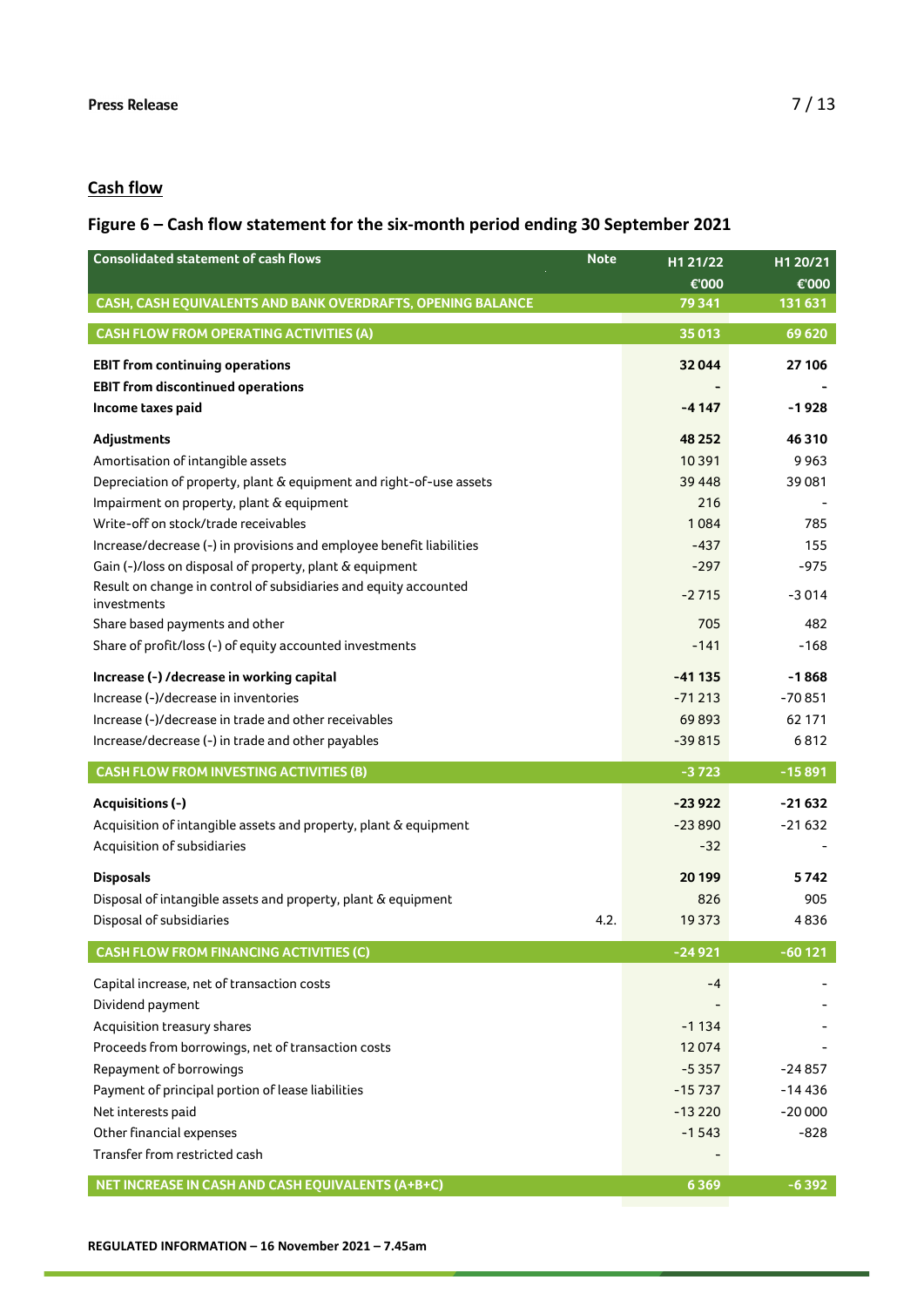## Cash flow

### Figure 6 – Cash flow statement for the six-month period ending 30 September 2021

| Consolidated statement of cash flows | Note | H1 21/22 | H1 20/21 |
|---|---|---|---|
| | | €'000 | €'000 |
| **CASH, CASH EQUIVALENTS AND BANK OVERDRAFTS, OPENING BALANCE** | | **79 341** | **131 631** |
| **CASH FLOW FROM OPERATING ACTIVITIES (A)** | | **35 013** | **69 620** |
| **EBIT from continuing operations** | | **32 044** | **27 106** |
| **EBIT from discontinued operations** | | **-** | **-** |
| **Income taxes paid** | | **-4 147** | **-1 928** |
| **Adjustments** | | **48 252** | **46 310** |
| Amortisation of intangible assets | | 10 391 | 9 963 |
| Depreciation of property, plant & equipment and right-of-use assets | | 39 448 | 39 081 |
| Impairment on property, plant & equipment | | 216 | - |
| Write-off on stock/trade receivables | | 1 084 | 785 |
| Increase/decrease (-) in provisions and employee benefit liabilities | | -437 | 155 |
| Gain (-)/loss on disposal of property, plant & equipment | | -297 | -975 |
| Result on change in control of subsidiaries and equity accounted investments | | -2 715 | -3 014 |
| Share based payments and other | | 705 | 482 |
| Share of profit/loss (-) of equity accounted investments | | -141 | -168 |
| **Increase (-) /decrease in working capital** | | **-41 135** | **-1 868** |
| Increase (-)/decrease in inventories | | -71 213 | -70 851 |
| Increase (-)/decrease in trade and other receivables | | 69 893 | 62 171 |
| Increase/decrease (-) in trade and other payables | | -39 815 | 6 812 |
| **CASH FLOW FROM INVESTING ACTIVITIES (B)** | | **-3 723** | **-15 891** |
| **Acquisitions (-)** | | **-23 922** | **-21 632** |
| Acquisition of intangible assets and property, plant & equipment | | -23 890 | -21 632 |
| Acquisition of subsidiaries | | -32 | - |
| **Disposals** | | **20 199** | **5 742** |
| Disposal of intangible assets and property, plant & equipment | | 826 | 905 |
| Disposal of subsidiaries | 4.2. | 19 373 | 4 836 |
| **CASH FLOW FROM FINANCING ACTIVITIES (C)** | | **-24 921** | **-60 121** |
| Capital increase, net of transaction costs | | -4 | - |
| Dividend payment | | - | - |
| Acquisition treasury shares | | -1 134 | - |
| Proceeds from borrowings, net of transaction costs | | 12 074 | - |
| Repayment of borrowings | | -5 357 | -24 857 |
| Payment of principal portion of lease liabilities | | -15 737 | -14 436 |
| Net interests paid | | -13 220 | -20 000 |
| Other financial expenses | | -1 543 | -828 |
| Transfer from restricted cash | | - | |
| **NET INCREASE IN CASH AND CASH EQUIVALENTS (A+B+C)** | | **6 369** | **-6 392** |

**REGULATED INFORMATION – 16 November 2021 – 7.45am**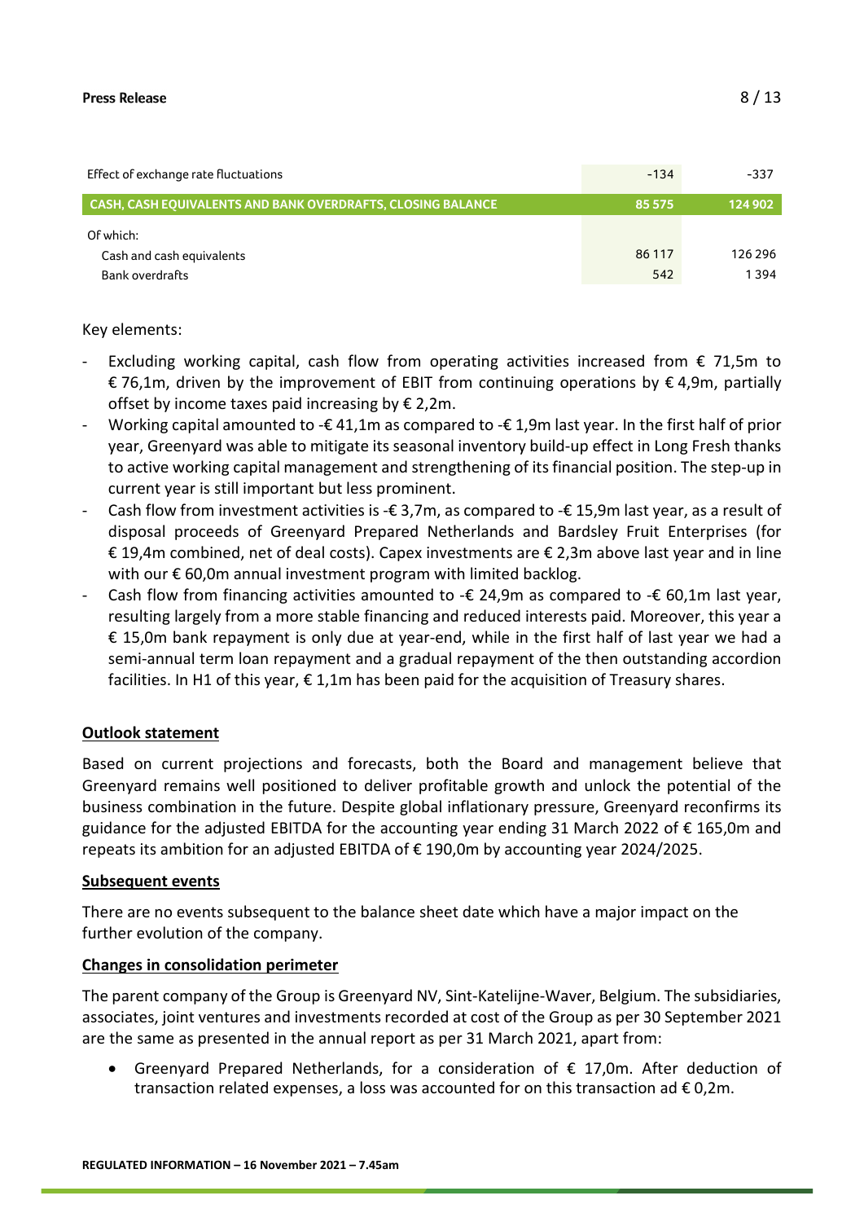| | | |
|---|---|---|
| Effect of exchange rate fluctuations | -134 | -337 |
| **CASH, CASH EQUIVALENTS AND BANK OVERDRAFTS, CLOSING BALANCE** | **85 575** | **124 902** |
| Of which: | | |
| Cash and cash equivalents | 86 117 | 126 296 |
| Bank overdrafts | 542 | 1 394 |

Key elements:

- Excluding working capital, cash flow from operating activities increased from € 71,5m to € 76,1m, driven by the improvement of EBIT from continuing operations by € 4,9m, partially offset by income taxes paid increasing by € 2,2m.
- Working capital amounted to -€ 41,1m as compared to -€ 1,9m last year. In the first half of prior year, Greenyard was able to mitigate its seasonal inventory build-up effect in Long Fresh thanks to active working capital management and strengthening of its financial position. The step-up in current year is still important but less prominent.
- Cash flow from investment activities is -€ 3,7m, as compared to -€ 15,9m last year, as a result of disposal proceeds of Greenyard Prepared Netherlands and Bardsley Fruit Enterprises (for € 19,4m combined, net of deal costs). Capex investments are € 2,3m above last year and in line with our € 60,0m annual investment program with limited backlog.
- Cash flow from financing activities amounted to -€ 24,9m as compared to -€ 60,1m last year, resulting largely from a more stable financing and reduced interests paid. Moreover, this year a € 15,0m bank repayment is only due at year-end, while in the first half of last year we had a semi-annual term loan repayment and a gradual repayment of the then outstanding accordion facilities. In H1 of this year, € 1,1m has been paid for the acquisition of Treasury shares.

## Outlook statement

Based on current projections and forecasts, both the Board and management believe that Greenyard remains well positioned to deliver profitable growth and unlock the potential of the business combination in the future. Despite global inflationary pressure, Greenyard reconfirms its guidance for the adjusted EBITDA for the accounting year ending 31 March 2022 of € 165,0m and repeats its ambition for an adjusted EBITDA of € 190,0m by accounting year 2024/2025.

## Subsequent events

There are no events subsequent to the balance sheet date which have a major impact on the further evolution of the company.

## Changes in consolidation perimeter

The parent company of the Group is Greenyard NV, Sint-Katelijne-Waver, Belgium. The subsidiaries, associates, joint ventures and investments recorded at cost of the Group as per 30 September 2021 are the same as presented in the annual report as per 31 March 2021, apart from:

- Greenyard Prepared Netherlands, for a consideration of € 17,0m. After deduction of transaction related expenses, a loss was accounted for on this transaction ad € 0,2m.

REGULATED INFORMATION – 16 November 2021 – 7.45am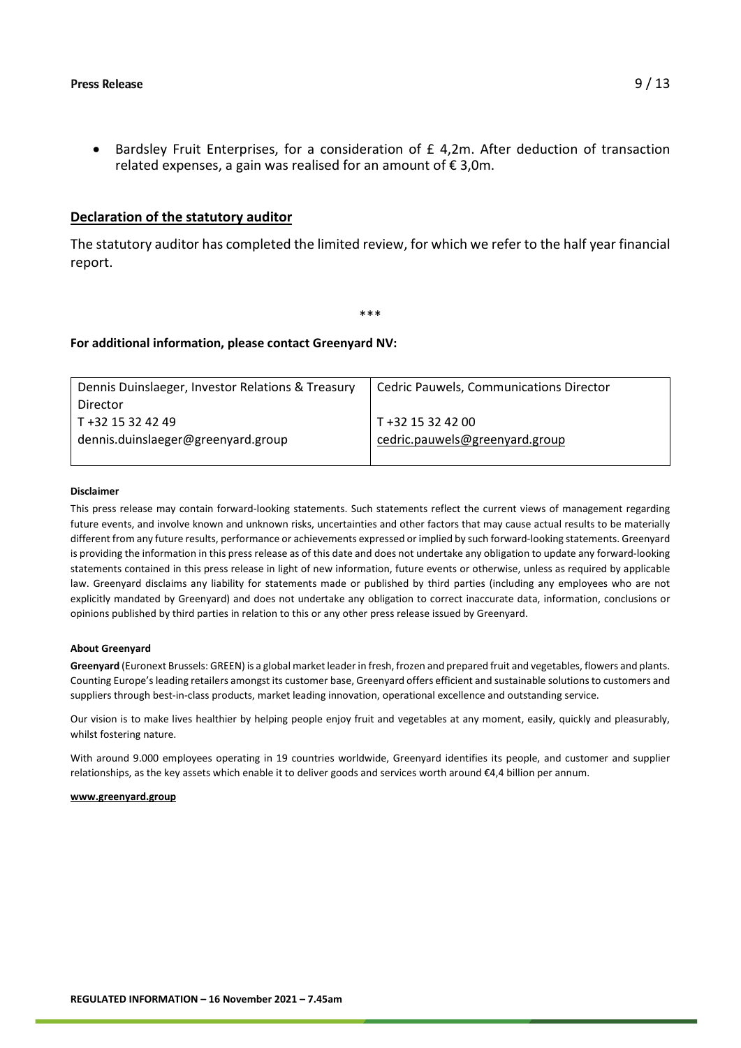- Bardsley Fruit Enterprises, for a consideration of £ 4,2m. After deduction of transaction related expenses, a gain was realised for an amount of € 3,0m.

## Declaration of the statutory auditor

The statutory auditor has completed the limited review, for which we refer to the half year financial report.

\*\*\*

**For additional information, please contact Greenyard NV:**

| Dennis Duinslaeger, Investor Relations & Treasury Director | Cedric Pauwels, Communications Director |
|---|---|
| T +32 15 32 42 49 | T +32 15 32 42 00 |
| dennis.duinslaeger@greenyard.group | cedric.pauwels@greenyard.group |

**Disclaimer**

This press release may contain forward-looking statements. Such statements reflect the current views of management regarding future events, and involve known and unknown risks, uncertainties and other factors that may cause actual results to be materially different from any future results, performance or achievements expressed or implied by such forward-looking statements. Greenyard is providing the information in this press release as of this date and does not undertake any obligation to update any forward-looking statements contained in this press release in light of new information, future events or otherwise, unless as required by applicable law. Greenyard disclaims any liability for statements made or published by third parties (including any employees who are not explicitly mandated by Greenyard) and does not undertake any obligation to correct inaccurate data, information, conclusions or opinions published by third parties in relation to this or any other press release issued by Greenyard.

**About Greenyard**

**Greenyard** (Euronext Brussels: GREEN) is a global market leader in fresh, frozen and prepared fruit and vegetables, flowers and plants. Counting Europe's leading retailers amongst its customer base, Greenyard offers efficient and sustainable solutions to customers and suppliers through best-in-class products, market leading innovation, operational excellence and outstanding service.

Our vision is to make lives healthier by helping people enjoy fruit and vegetables at any moment, easily, quickly and pleasurably, whilst fostering nature.

With around 9.000 employees operating in 19 countries worldwide, Greenyard identifies its people, and customer and supplier relationships, as the key assets which enable it to deliver goods and services worth around €4,4 billion per annum.

www.greenyard.group

**REGULATED INFORMATION – 16 November 2021 – 7.45am**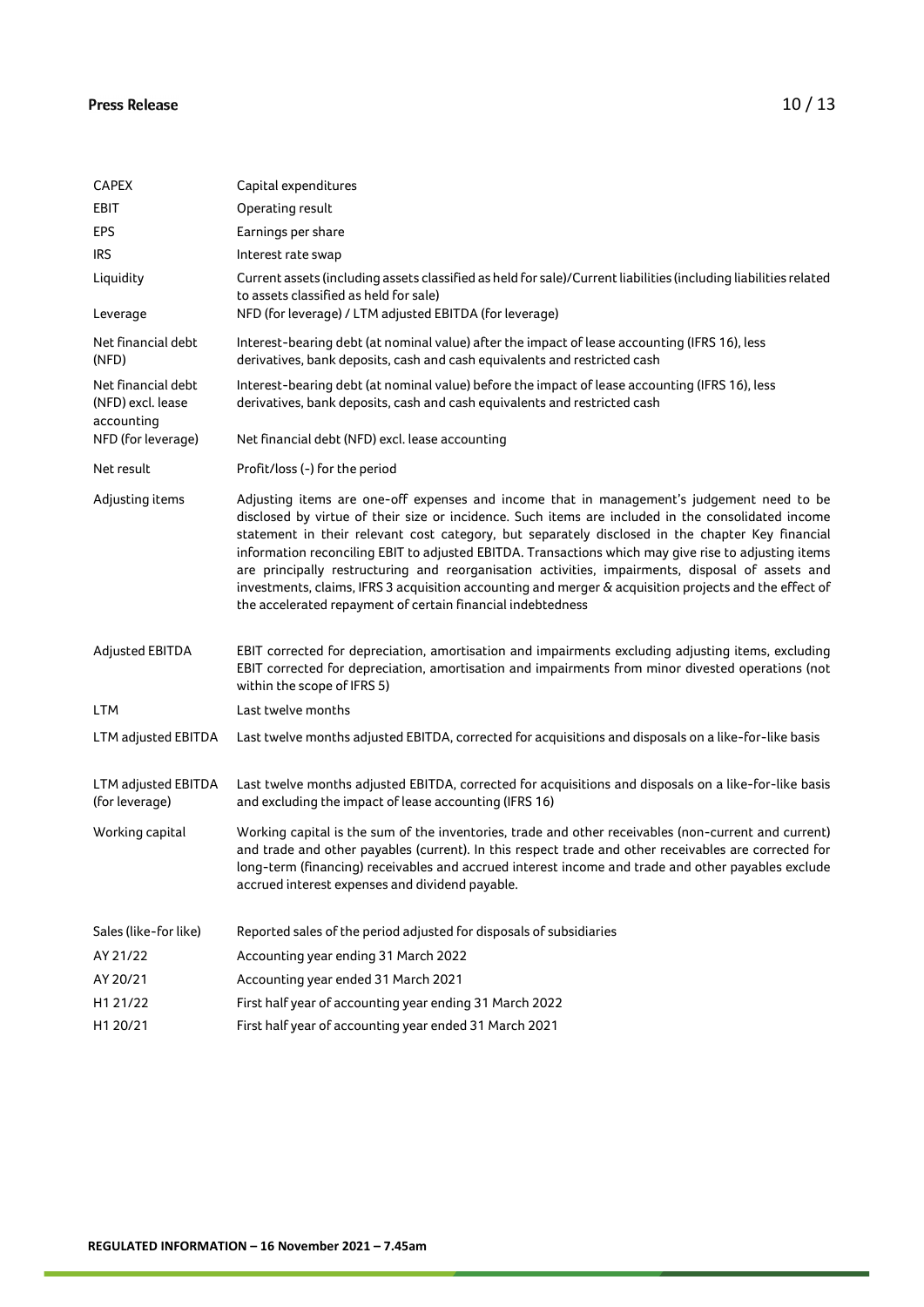| | |
|---|---|
| CAPEX | Capital expenditures |
| EBIT | Operating result |
| EPS | Earnings per share |
| IRS | Interest rate swap |
| Liquidity | Current assets (including assets classified as held for sale)/Current liabilities (including liabilities related to assets classified as held for sale) |
| Leverage | NFD (for leverage) / LTM adjusted EBITDA (for leverage) |
| Net financial debt (NFD) | Interest-bearing debt (at nominal value) after the impact of lease accounting (IFRS 16), less derivatives, bank deposits, cash and cash equivalents and restricted cash |
| Net financial debt (NFD) excl. lease accounting | Interest-bearing debt (at nominal value) before the impact of lease accounting (IFRS 16), less derivatives, bank deposits, cash and cash equivalents and restricted cash |
| NFD (for leverage) | Net financial debt (NFD) excl. lease accounting |
| Net result | Profit/loss (-) for the period |
| Adjusting items | Adjusting items are one-off expenses and income that in management's judgement need to be disclosed by virtue of their size or incidence. Such items are included in the consolidated income statement in their relevant cost category, but separately disclosed in the chapter Key financial information reconciling EBIT to adjusted EBITDA. Transactions which may give rise to adjusting items are principally restructuring and reorganisation activities, impairments, disposal of assets and investments, claims, IFRS 3 acquisition accounting and merger & acquisition projects and the effect of the accelerated repayment of certain financial indebtedness |
| Adjusted EBITDA | EBIT corrected for depreciation, amortisation and impairments excluding adjusting items, excluding EBIT corrected for depreciation, amortisation and impairments from minor divested operations (not within the scope of IFRS 5) |
| LTM | Last twelve months |
| LTM adjusted EBITDA | Last twelve months adjusted EBITDA, corrected for acquisitions and disposals on a like-for-like basis |
| LTM adjusted EBITDA (for leverage) | Last twelve months adjusted EBITDA, corrected for acquisitions and disposals on a like-for-like basis and excluding the impact of lease accounting (IFRS 16) |
| Working capital | Working capital is the sum of the inventories, trade and other receivables (non-current and current) and trade and other payables (current). In this respect trade and other receivables are corrected for long-term (financing) receivables and accrued interest income and trade and other payables exclude accrued interest expenses and dividend payable. |
| Sales (like-for like) | Reported sales of the period adjusted for disposals of subsidiaries |
| AY 21/22 | Accounting year ending 31 March 2022 |
| AY 20/21 | Accounting year ended 31 March 2021 |
| H1 21/22 | First half year of accounting year ending 31 March 2022 |
| H1 20/21 | First half year of accounting year ended 31 March 2021 |

**REGULATED INFORMATION – 16 November 2021 – 7.45am**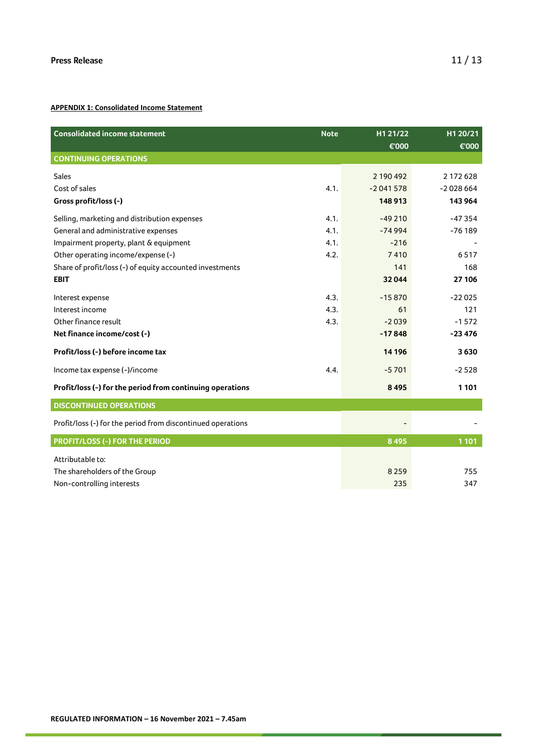**APPENDIX 1: Consolidated Income Statement**

| Consolidated income statement | Note | H1 21/22 €'000 | H1 20/21 €'000 |
|---|---|---|---|
| **CONTINUING OPERATIONS** | | | |
| Sales | | 2 190 492 | 2 172 628 |
| Cost of sales | 4.1. | -2 041 578 | -2 028 664 |
| **Gross profit/loss (-)** | | **148 913** | **143 964** |
| Selling, marketing and distribution expenses | 4.1. | -49 210 | -47 354 |
| General and administrative expenses | 4.1. | -74 994 | -76 189 |
| Impairment property, plant & equipment | 4.1. | -216 | - |
| Other operating income/expense (-) | 4.2. | 7 410 | 6 517 |
| Share of profit/loss (-) of equity accounted investments | | 141 | 168 |
| **EBIT** | | **32 044** | **27 106** |
| Interest expense | 4.3. | -15 870 | -22 025 |
| Interest income | 4.3. | 61 | 121 |
| Other finance result | 4.3. | -2 039 | -1 572 |
| **Net finance income/cost (-)** | | **-17 848** | **-23 476** |
| **Profit/loss (-) before income tax** | | **14 196** | **3 630** |
| Income tax expense (-)/income | 4.4. | -5 701 | -2 528 |
| **Profit/loss (-) for the period from continuing operations** | | **8 495** | **1 101** |
| **DISCONTINUED OPERATIONS** | | | |
| Profit/loss (-) for the period from discontinued operations | | - | - |
| **PROFIT/LOSS (-) FOR THE PERIOD** | | **8 495** | **1 101** |
| Attributable to: | | | |
| The shareholders of the Group | | 8 259 | 755 |
| Non-controlling interests | | 235 | 347 |

**REGULATED INFORMATION – 16 November 2021 – 7.45am**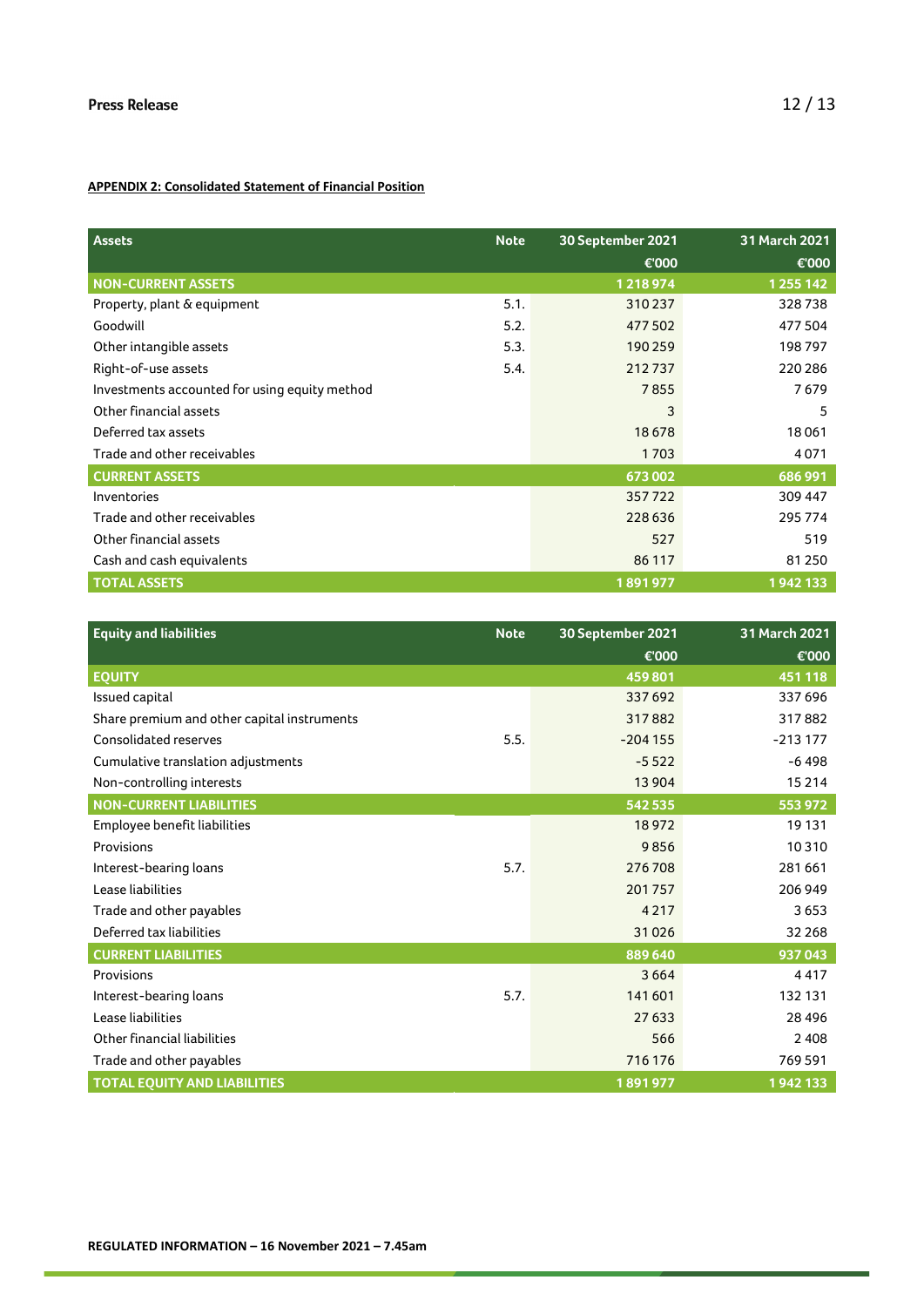**APPENDIX 2: Consolidated Statement of Financial Position**

| Assets | Note | 30 September 2021 | 31 March 2021 |
|---|---|---|---|
| | | €'000 | €'000 |
| **NON-CURRENT ASSETS** | | **1 218 974** | **1 255 142** |
| Property, plant & equipment | 5.1. | 310 237 | 328 738 |
| Goodwill | 5.2. | 477 502 | 477 504 |
| Other intangible assets | 5.3. | 190 259 | 198 797 |
| Right-of-use assets | 5.4. | 212 737 | 220 286 |
| Investments accounted for using equity method | | 7 855 | 7 679 |
| Other financial assets | | 3 | 5 |
| Deferred tax assets | | 18 678 | 18 061 |
| Trade and other receivables | | 1 703 | 4 071 |
| **CURRENT ASSETS** | | **673 002** | **686 991** |
| Inventories | | 357 722 | 309 447 |
| Trade and other receivables | | 228 636 | 295 774 |
| Other financial assets | | 527 | 519 |
| Cash and cash equivalents | | 86 117 | 81 250 |
| **TOTAL ASSETS** | | **1 891 977** | **1 942 133** |

| Equity and liabilities | Note | 30 September 2021 | 31 March 2021 |
|---|---|---|---|
| | | €'000 | €'000 |
| **EQUITY** | | **459 801** | **451 118** |
| Issued capital | | 337 692 | 337 696 |
| Share premium and other capital instruments | | 317 882 | 317 882 |
| Consolidated reserves | 5.5. | -204 155 | -213 177 |
| Cumulative translation adjustments | | -5 522 | -6 498 |
| Non-controlling interests | | 13 904 | 15 214 |
| **NON-CURRENT LIABILITIES** | | **542 535** | **553 972** |
| Employee benefit liabilities | | 18 972 | 19 131 |
| Provisions | | 9 856 | 10 310 |
| Interest-bearing loans | 5.7. | 276 708 | 281 661 |
| Lease liabilities | | 201 757 | 206 949 |
| Trade and other payables | | 4 217 | 3 653 |
| Deferred tax liabilities | | 31 026 | 32 268 |
| **CURRENT LIABILITIES** | | **889 640** | **937 043** |
| Provisions | | 3 664 | 4 417 |
| Interest-bearing loans | 5.7. | 141 601 | 132 131 |
| Lease liabilities | | 27 633 | 28 496 |
| Other financial liabilities | | 566 | 2 408 |
| Trade and other payables | | 716 176 | 769 591 |
| **TOTAL EQUITY AND LIABILITIES** | | **1 891 977** | **1 942 133** |

**REGULATED INFORMATION – 16 November 2021 – 7.45am**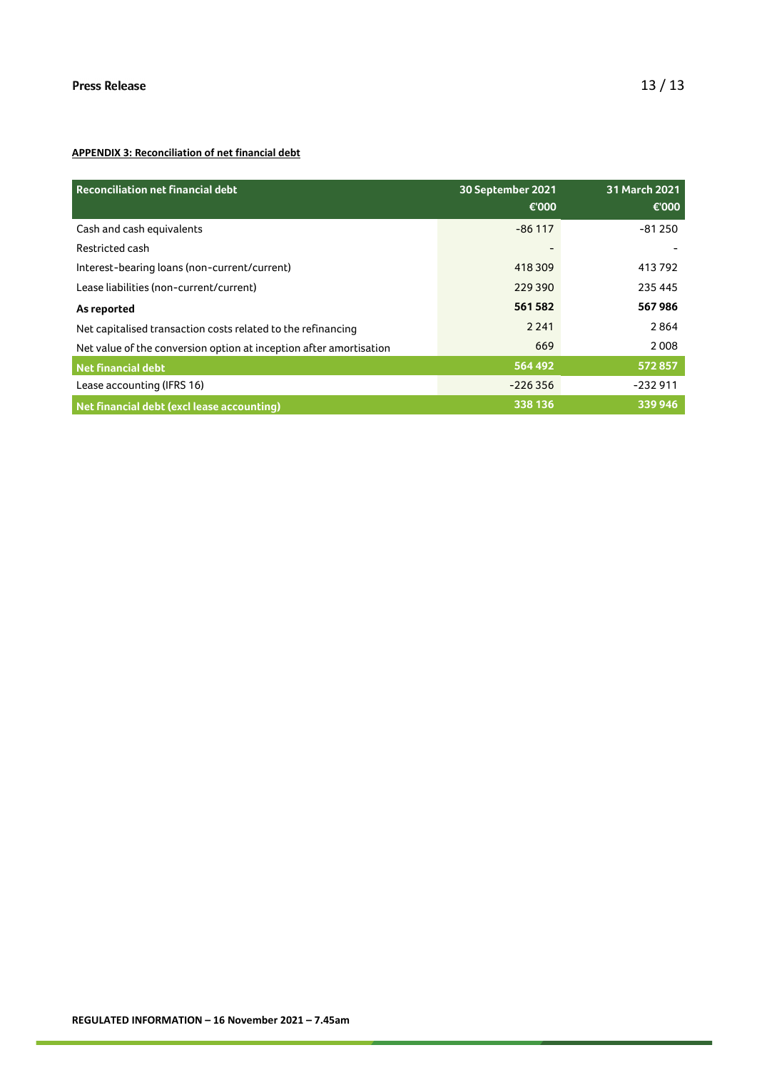**APPENDIX 3: Reconciliation of net financial debt**

| Reconciliation net financial debt | 30 September 2021 €'000 | 31 March 2021 €'000 |
|---|---|---|
| Cash and cash equivalents | -86 117 | -81 250 |
| Restricted cash | - | - |
| Interest-bearing loans (non-current/current) | 418 309 | 413 792 |
| Lease liabilities (non-current/current) | 229 390 | 235 445 |
| **As reported** | **561 582** | **567 986** |
| Net capitalised transaction costs related to the refinancing | 2 241 | 2 864 |
| Net value of the conversion option at inception after amortisation | 669 | 2 008 |
| **Net financial debt** | **564 492** | **572 857** |
| Lease accounting (IFRS 16) | -226 356 | -232 911 |
| **Net financial debt (excl lease accounting)** | **338 136** | **339 946** |

**REGULATED INFORMATION – 16 November 2021 – 7.45am**